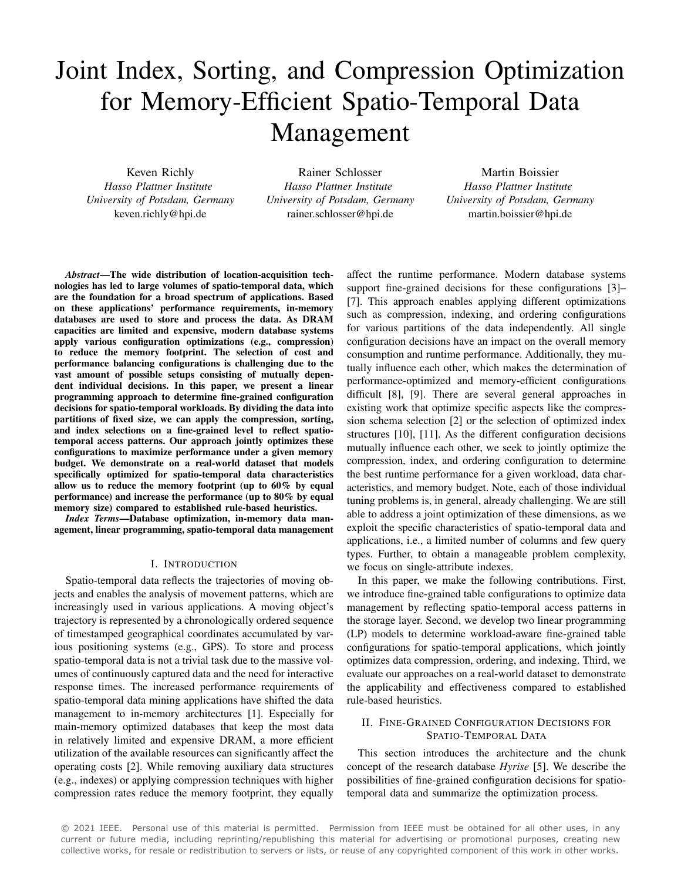# Joint Index, Sorting, and Compression Optimization for Memory-Efficient Spatio-Temporal Data Management

Keven Richly
*Hasso Plattner Institute*
*University of Potsdam, Germany*
keven.richly@hpi.de

Rainer Schlosser
*Hasso Plattner Institute*
*University of Potsdam, Germany*
rainer.schlosser@hpi.de

Martin Boissier
*Hasso Plattner Institute*
*University of Potsdam, Germany*
martin.boissier@hpi.de

***Abstract*—The wide distribution of location-acquisition technologies has led to large volumes of spatio-temporal data, which are the foundation for a broad spectrum of applications. Based on these applications' performance requirements, in-memory databases are used to store and process the data. As DRAM capacities are limited and expensive, modern database systems apply various configuration optimizations (e.g., compression) to reduce the memory footprint. The selection of cost and performance balancing configurations is challenging due to the vast amount of possible setups consisting of mutually dependent individual decisions. In this paper, we present a linear programming approach to determine fine-grained configuration decisions for spatio-temporal workloads. By dividing the data into partitions of fixed size, we can apply the compression, sorting, and index selections on a fine-grained level to reflect spatio-temporal access patterns. Our approach jointly optimizes these configurations to maximize performance under a given memory budget. We demonstrate on a real-world dataset that models specifically optimized for spatio-temporal data characteristics allow us to reduce the memory footprint (up to 60% by equal performance) and increase the performance (up to 80% by equal memory size) compared to established rule-based heuristics.**

***Index Terms*—Database optimization, in-memory data management, linear programming, spatio-temporal data management**

## I. Introduction

Spatio-temporal data reflects the trajectories of moving objects and enables the analysis of movement patterns, which are increasingly used in various applications. A moving object's trajectory is represented by a chronologically ordered sequence of timestamped geographical coordinates accumulated by various positioning systems (e.g., GPS). To store and process spatio-temporal data is not a trivial task due to the massive volumes of continuously captured data and the need for interactive response times. The increased performance requirements of spatio-temporal data mining applications have shifted the data management to in-memory architectures [1]. Especially for main-memory optimized databases that keep the most data in relatively limited and expensive DRAM, a more efficient utilization of the available resources can significantly affect the operating costs [2]. While removing auxiliary data structures (e.g., indexes) or applying compression techniques with higher compression rates reduce the memory footprint, they equally affect the runtime performance. Modern database systems support fine-grained decisions for these configurations [3]–[7]. This approach enables applying different optimizations such as compression, indexing, and ordering configurations for various partitions of the data independently. All single configuration decisions have an impact on the overall memory consumption and runtime performance. Additionally, they mutually influence each other, which makes the determination of performance-optimized and memory-efficient configurations difficult [8], [9]. There are several general approaches in existing work that optimize specific aspects like the compression schema selection [2] or the selection of optimized index structures [10], [11]. As the different configuration decisions mutually influence each other, we seek to jointly optimize the compression, index, and ordering configuration to determine the best runtime performance for a given workload, data characteristics, and memory budget. Note, each of those individual tuning problems is, in general, already challenging. We are still able to address a joint optimization of these dimensions, as we exploit the specific characteristics of spatio-temporal data and applications, i.e., a limited number of columns and few query types. Further, to obtain a manageable problem complexity, we focus on single-attribute indexes.

In this paper, we make the following contributions. First, we introduce fine-grained table configurations to optimize data management by reflecting spatio-temporal access patterns in the storage layer. Second, we develop two linear programming (LP) models to determine workload-aware fine-grained table configurations for spatio-temporal applications, which jointly optimizes data compression, ordering, and indexing. Third, we evaluate our approaches on a real-world dataset to demonstrate the applicability and effectiveness compared to established rule-based heuristics.

## II. Fine-Grained Configuration Decisions for Spatio-Temporal Data

This section introduces the architecture and the chunk concept of the research database *Hyrise* [5]. We describe the possibilities of fine-grained configuration decisions for spatio-temporal data and summarize the optimization process.

© 2021 IEEE. Personal use of this material is permitted. Permission from IEEE must be obtained for all other uses, in any current or future media, including reprinting/republishing this material for advertising or promotional purposes, creating new collective works, for resale or redistribution to servers or lists, or reuse of any copyrighted component of this work in other works.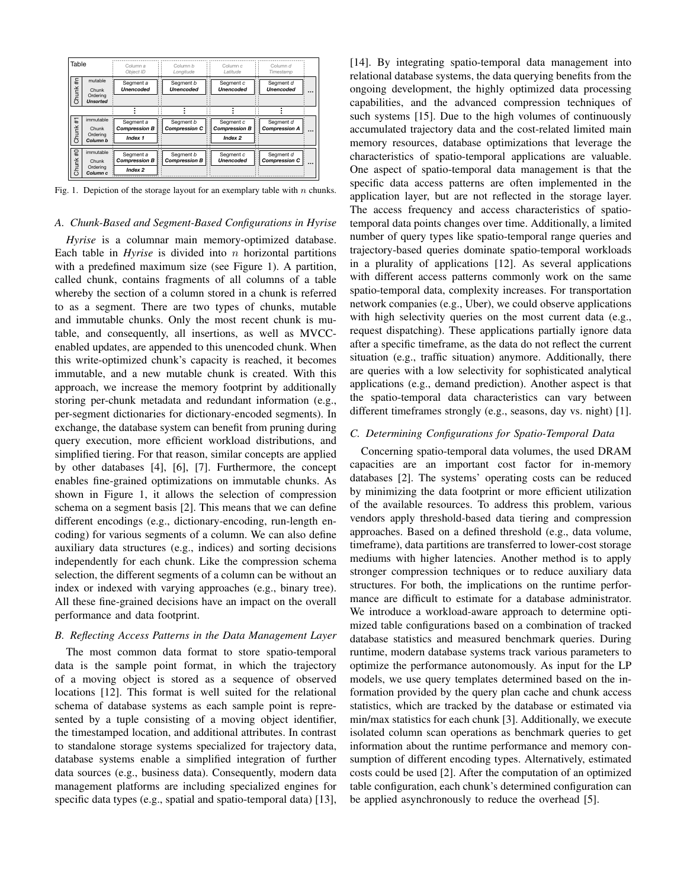| Table | Column a<br>Object ID | Column b<br>Longitude | Column c<br>Latitude | Column d<br>Timestamp | |
|---|---|---|---|---|---|
| Chunk #n — mutable<br>Chunk Ordering<br>**Unsorted** | Segment a<br>**Unencoded** | Segment b<br>**Unencoded** | Segment c<br>**Unencoded** | Segment d<br>**Unencoded** | ... |
| | ⋮ | ⋮ | ⋮ | ⋮ | |
| Chunk #1 — immutable<br>Chunk Ordering<br>**Column b** | Segment a<br>**Compression B**<br>**Index 1** | Segment b<br>**Compression C** | Segment c<br>**Compression B**<br>**Index 2** | Segment d<br>**Compression A** | ... |
| Chunk #0 — immutable<br>Chunk Ordering<br>**Column c** | Segment a<br>**Compression B**<br>**Index 2** | Segment b<br>**Compression B** | Segment c<br>**Unencoded** | Segment d<br>**Compression C** | ... |

Fig. 1. Depiction of the storage layout for an exemplary table with $n$ chunks.

### A. Chunk-Based and Segment-Based Configurations in Hyrise

*Hyrise* is a columnar main memory-optimized database. Each table in *Hyrise* is divided into $n$ horizontal partitions with a predefined maximum size (see Figure 1). A partition, called chunk, contains fragments of all columns of a table whereby the section of a column stored in a chunk is referred to as a segment. There are two types of chunks, mutable and immutable chunks. Only the most recent chunk is mutable, and consequently, all insertions, as well as MVCC-enabled updates, are appended to this unencoded chunk. When this write-optimized chunk's capacity is reached, it becomes immutable, and a new mutable chunk is created. With this approach, we increase the memory footprint by additionally storing per-chunk metadata and redundant information (e.g., per-segment dictionaries for dictionary-encoded segments). In exchange, the database system can benefit from pruning during query execution, more efficient workload distributions, and simplified tiering. For that reason, similar concepts are applied by other databases [4], [6], [7]. Furthermore, the concept enables fine-grained optimizations on immutable chunks. As shown in Figure 1, it allows the selection of compression schema on a segment basis [2]. This means that we can define different encodings (e.g., dictionary-encoding, run-length encoding) for various segments of a column. We can also define auxiliary data structures (e.g., indices) and sorting decisions independently for each chunk. Like the compression schema selection, the different segments of a column can be without an index or indexed with varying approaches (e.g., binary tree). All these fine-grained decisions have an impact on the overall performance and data footprint.

### B. Reflecting Access Patterns in the Data Management Layer

The most common data format to store spatio-temporal data is the sample point format, in which the trajectory of a moving object is stored as a sequence of observed locations [12]. This format is well suited for the relational schema of database systems as each sample point is represented by a tuple consisting of a moving object identifier, the timestamped location, and additional attributes. In contrast to standalone storage systems specialized for trajectory data, database systems enable a simplified integration of further data sources (e.g., business data). Consequently, modern data management platforms are including specialized engines for specific data types (e.g., spatial and spatio-temporal data) [13], [14]. By integrating spatio-temporal data management into relational database systems, the data querying benefits from the ongoing development, the highly optimized data processing capabilities, and the advanced compression techniques of such systems [15]. Due to the high volumes of continuously accumulated trajectory data and the cost-related limited main memory resources, database optimizations that leverage the characteristics of spatio-temporal applications are valuable. One aspect of spatio-temporal data management is that the specific data access patterns are often implemented in the application layer, but are not reflected in the storage layer. The access frequency and access characteristics of spatio-temporal data points changes over time. Additionally, a limited number of query types like spatio-temporal range queries and trajectory-based queries dominate spatio-temporal workloads in a plurality of applications [12]. As several applications with different access patterns commonly work on the same spatio-temporal data, complexity increases. For transportation network companies (e.g., Uber), we could observe applications with high selectivity queries on the most current data (e.g., request dispatching). These applications partially ignore data after a specific timeframe, as the data do not reflect the current situation (e.g., traffic situation) anymore. Additionally, there are queries with a low selectivity for sophisticated analytical applications (e.g., demand prediction). Another aspect is that the spatio-temporal data characteristics can vary between different timeframes strongly (e.g., seasons, day vs. night) [1].

### C. Determining Configurations for Spatio-Temporal Data

Concerning spatio-temporal data volumes, the used DRAM capacities are an important cost factor for in-memory databases [2]. The systems' operating costs can be reduced by minimizing the data footprint or more efficient utilization of the available resources. To address this problem, various vendors apply threshold-based data tiering and compression approaches. Based on a defined threshold (e.g., data volume, timeframe), data partitions are transferred to lower-cost storage mediums with higher latencies. Another method is to apply stronger compression techniques or to reduce auxiliary data structures. For both, the implications on the runtime performance are difficult to estimate for a database administrator. We introduce a workload-aware approach to determine optimized table configurations based on a combination of tracked database statistics and measured benchmark queries. During runtime, modern database systems track various parameters to optimize the performance autonomously. As input for the LP models, we use query templates determined based on the information provided by the query plan cache and chunk access statistics, which are tracked by the database or estimated via min/max statistics for each chunk [3]. Additionally, we execute isolated column scan operations as benchmark queries to get information about the runtime performance and memory consumption of different encoding types. Alternatively, estimated costs could be used [2]. After the computation of an optimized table configuration, each chunk's determined configuration can be applied asynchronously to reduce the overhead [5].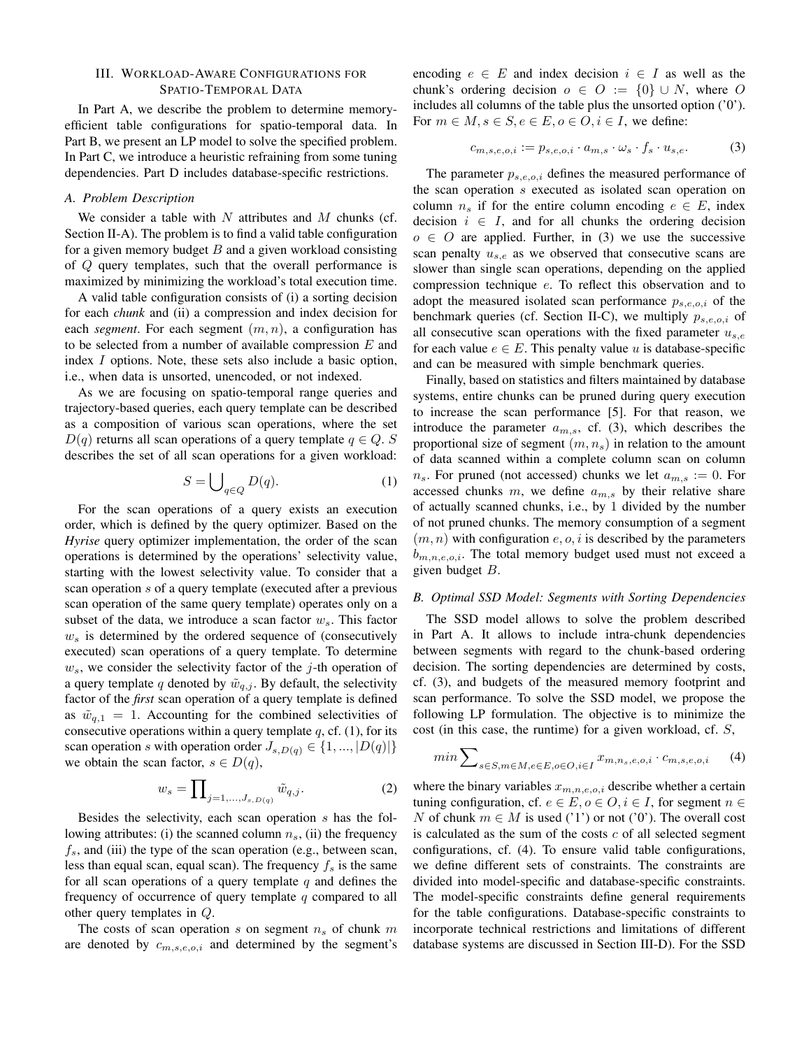## III. Workload-Aware Configurations for Spatio-Temporal Data

In Part A, we describe the problem to determine memory-efficient table configurations for spatio-temporal data. In Part B, we present an LP model to solve the specified problem. In Part C, we introduce a heuristic refraining from some tuning dependencies. Part D includes database-specific restrictions.

### A. Problem Description

We consider a table with $N$ attributes and $M$ chunks (cf. Section II-A). The problem is to find a valid table configuration for a given memory budget $B$ and a given workload consisting of $Q$ query templates, such that the overall performance is maximized by minimizing the workload's total execution time.

A valid table configuration consists of (i) a sorting decision for each *chunk* and (ii) a compression and index decision for each *segment*. For each segment $(m, n)$, a configuration has to be selected from a number of available compression $E$ and index $I$ options. Note, these sets also include a basic option, i.e., when data is unsorted, unencoded, or not indexed.

As we are focusing on spatio-temporal range queries and trajectory-based queries, each query template can be described as a composition of various scan operations, where the set $D(q)$ returns all scan operations of a query template $q \in Q$. $S$ describes the set of all scan operations for a given workload:

$$S = \bigcup_{q \in Q} D(q). \tag{1}$$

For the scan operations of a query exists an execution order, which is defined by the query optimizer. Based on the *Hyrise* query optimizer implementation, the order of the scan operations is determined by the operations' selectivity value, starting with the lowest selectivity value. To consider that a scan operation $s$ of a query template (executed after a previous scan operation of the same query template) operates only on a subset of the data, we introduce a scan factor $w_s$. This factor $w_s$ is determined by the ordered sequence of (consecutively executed) scan operations of a query template. To determine $w_s$, we consider the selectivity factor of the $j$-th operation of a query template $q$ denoted by $\tilde{w}_{q,j}$. By default, the selectivity factor of the ***first*** scan operation of a query template is defined as $\tilde{w}_{q,1} = 1$. Accounting for the combined selectivities of consecutive operations within a query template $q$, cf. (1), for its scan operation $s$ with operation order $J_{s,D(q)} \in \{1, ..., |D(q)|\}$ we obtain the scan factor, $s \in D(q)$,

$$w_s = \prod_{j=1,...,J_{s,D(q)}} \tilde{w}_{q,j}. \tag{2}$$

Besides the selectivity, each scan operation $s$ has the following attributes: (i) the scanned column $n_s$, (ii) the frequency $f_s$, and (iii) the type of the scan operation (e.g., between scan, less than equal scan, equal scan). The frequency $f_s$ is the same for all scan operations of a query template $q$ and defines the frequency of occurrence of query template $q$ compared to all other query templates in $Q$.

The costs of scan operation $s$ on segment $n_s$ of chunk $m$ are denoted by $c_{m,s,e,o,i}$ and determined by the segment's encoding $e \in E$ and index decision $i \in I$ as well as the chunk's ordering decision $o \in O := \{0\} \cup N$, where $O$ includes all columns of the table plus the unsorted option ('0'). For $m \in M, s \in S, e \in E, o \in O, i \in I$, we define:

$$c_{m,s,e,o,i} := p_{s,e,o,i} \cdot a_{m,s} \cdot \omega_s \cdot f_s \cdot u_{s,e}. \tag{3}$$

The parameter $p_{s,e,o,i}$ defines the measured performance of the scan operation $s$ executed as isolated scan operation on column $n_s$ if for the entire column encoding $e \in E$, index decision $i \in I$, and for all chunks the ordering decision $o \in O$ are applied. Further, in (3) we use the successive scan penalty $u_{s,e}$ as we observed that consecutive scans are slower than single scan operations, depending on the applied compression technique $e$. To reflect this observation and to adopt the measured isolated scan performance $p_{s,e,o,i}$ of the benchmark queries (cf. Section II-C), we multiply $p_{s,e,o,i}$ of all consecutive scan operations with the fixed parameter $u_{s,e}$ for each value $e \in E$. This penalty value $u$ is database-specific and can be measured with simple benchmark queries.

Finally, based on statistics and filters maintained by database systems, entire chunks can be pruned during query execution to increase the scan performance [5]. For that reason, we introduce the parameter $a_{m,s}$, cf. (3), which describes the proportional size of segment $(m, n_s)$ in relation to the amount of data scanned within a complete column scan on column $n_s$. For pruned (not accessed) chunks we let $a_{m,s} := 0$. For accessed chunks $m$, we define $a_{m,s}$ by their relative share of actually scanned chunks, i.e., by 1 divided by the number of not pruned chunks. The memory consumption of a segment $(m, n)$ with configuration $e, o, i$ is described by the parameters $b_{m,n,e,o,i}$. The total memory budget used must not exceed a given budget $B$.

### B. Optimal SSD Model: Segments with Sorting Dependencies

The SSD model allows to solve the problem described in Part A. It allows to include intra-chunk dependencies between segments with regard to the chunk-based ordering decision. The sorting dependencies are determined by costs, cf. (3), and budgets of the measured memory footprint and scan performance. To solve the SSD model, we propose the following LP formulation. The objective is to minimize the cost (in this case, the runtime) for a given workload, cf. $S$,

$$min \sum_{s \in S, m \in M, e \in E, o \in O, i \in I} x_{m,n_s,e,o,i} \cdot c_{m,s,e,o,i} \tag{4}$$

where the binary variables $x_{m,n,e,o,i}$ describe whether a certain tuning configuration, cf. $e \in E, o \in O, i \in I$, for segment $n \in N$ of chunk $m \in M$ is used ('1') or not ('0'). The overall cost is calculated as the sum of the costs $c$ of all selected segment configurations, cf. (4). To ensure valid table configurations, we define different sets of constraints. The constraints are divided into model-specific and database-specific constraints. The model-specific constraints define general requirements for the table configurations. Database-specific constraints to incorporate technical restrictions and limitations of different database systems are discussed in Section III-D). For the SSD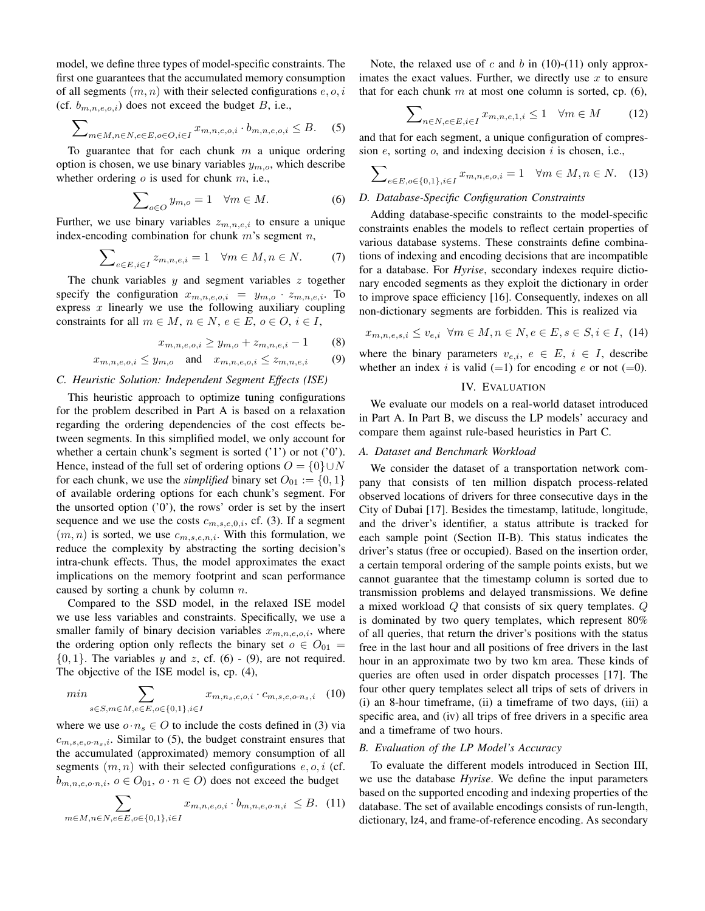model, we define three types of model-specific constraints. The first one guarantees that the accumulated memory consumption of all segments $(m, n)$ with their selected configurations $e, o, i$ (cf. $b_{m,n,e,o,i}$) does not exceed the budget $B$, i.e.,

$$\sum\nolimits_{m \in M, n \in N, e \in E, o \in O, i \in I} x_{m,n,e,o,i} \cdot b_{m,n,e,o,i} \leq B. \quad (5)$$

To guarantee that for each chunk $m$ a unique ordering option is chosen, we use binary variables $y_{m,o}$, which describe whether ordering $o$ is used for chunk $m$, i.e.,

$$\sum\nolimits_{o \in O} y_{m,o} = 1 \quad \forall m \in M. \quad (6)$$

Further, we use binary variables $z_{m,n,e,i}$ to ensure a unique index-encoding combination for chunk $m$'s segment $n$,

$$\sum\nolimits_{e \in E, i \in I} z_{m,n,e,i} = 1 \quad \forall m \in M, n \in N. \quad (7)$$

The chunk variables $y$ and segment variables $z$ together specify the configuration $x_{m,n,e,o,i} = y_{m,o} \cdot z_{m,n,e,i}$. To express $x$ linearly we use the following auxiliary coupling constraints for all $m \in M$, $n \in N$, $e \in E$, $o \in O$, $i \in I$,

$$x_{m,n,e,o,i} \geq y_{m,o} + z_{m,n,e,i} - 1 \quad (8)$$

$$x_{m,n,e,o,i} \leq y_{m,o} \quad \text{and} \quad x_{m,n,e,o,i} \leq z_{m,n,e,i} \quad (9)$$

### C. Heuristic Solution: Independent Segment Effects (ISE)

This heuristic approach to optimize tuning configurations for the problem described in Part A is based on a relaxation regarding the ordering dependencies of the cost effects between segments. In this simplified model, we only account for whether a certain chunk's segment is sorted ('1') or not ('0'). Hence, instead of the full set of ordering options $O = \{0\} \cup N$ for each chunk, we use the *simplified* binary set $O_{01} := \{0, 1\}$ of available ordering options for each chunk's segment. For the unsorted option ('0'), the rows' order is set by the insert sequence and we use the costs $c_{m,s,e,0,i}$, cf. (3). If a segment $(m, n)$ is sorted, we use $c_{m,s,e,n,i}$. With this formulation, we reduce the complexity by abstracting the sorting decision's intra-chunk effects. Thus, the model approximates the exact implications on the memory footprint and scan performance caused by sorting a chunk by column $n$.

Compared to the SSD model, in the relaxed ISE model we use less variables and constraints. Specifically, we use a smaller family of binary decision variables $x_{m,n,e,o,i}$, where the ordering option only reflects the binary set $o \in O_{01} = \{0, 1\}$. The variables $y$ and $z$, cf. (6) - (9), are not required. The objective of the ISE model is, cp. (4),

$$min \sum_{s \in S, m \in M, e \in E, o \in \{0,1\}, i \in I} x_{m,n_s,e,o,i} \cdot c_{m,s,e,o \cdot n_s,i} \quad (10)$$

where we use $o \cdot n_s \in O$ to include the costs defined in (3) via $c_{m,s,e,o \cdot n_s,i}$. Similar to (5), the budget constraint ensures that the accumulated (approximated) memory consumption of all segments $(m, n)$ with their selected configurations $e, o, i$ (cf. $b_{m,n,e,o \cdot n,i}$, $o \in O_{01}$, $o \cdot n \in O$) does not exceed the budget

$$\sum_{m \in M, n \in N, e \in E, o \in \{0,1\}, i \in I} x_{m,n,e,o,i} \cdot b_{m,n,e,o \cdot n,i} \leq B. \quad (11)$$

Note, the relaxed use of $c$ and $b$ in (10)-(11) only approximates the exact values. Further, we directly use $x$ to ensure that for each chunk $m$ at most one column is sorted, cp. (6),

$$\sum\nolimits_{n \in N, e \in E, i \in I} x_{m,n,e,1,i} \leq 1 \quad \forall m \in M \quad (12)$$

and that for each segment, a unique configuration of compression $e$, sorting $o$, and indexing decision $i$ is chosen, i.e.,

$$\sum\nolimits_{e \in E, o \in \{0,1\}, i \in I} x_{m,n,e,o,i} = 1 \quad \forall m \in M, n \in N. \quad (13)$$

### D. Database-Specific Configuration Constraints

Adding database-specific constraints to the model-specific constraints enables the models to reflect certain properties of various database systems. These constraints define combinations of indexing and encoding decisions that are incompatible for a database. For *Hyrise*, secondary indexes require dictionary encoded segments as they exploit the dictionary in order to improve space efficiency [16]. Consequently, indexes on all non-dictionary segments are forbidden. This is realized via

$$x_{m,n,e,s,i} \leq v_{e,i} \quad \forall m \in M, n \in N, e \in E, s \in S, i \in I, \quad (14)$$

where the binary parameters $v_{e,i}$, $e \in E$, $i \in I$, describe whether an index $i$ is valid (=1) for encoding $e$ or not (=0).

## IV. Evaluation

We evaluate our models on a real-world dataset introduced in Part A. In Part B, we discuss the LP models' accuracy and compare them against rule-based heuristics in Part C.

### A. Dataset and Benchmark Workload

We consider the dataset of a transportation network company that consists of ten million dispatch process-related observed locations of drivers for three consecutive days in the City of Dubai [17]. Besides the timestamp, latitude, longitude, and the driver's identifier, a status attribute is tracked for each sample point (Section II-B). This status indicates the driver's status (free or occupied). Based on the insertion order, a certain temporal ordering of the sample points exists, but we cannot guarantee that the timestamp column is sorted due to transmission problems and delayed transmissions. We define a mixed workload $Q$ that consists of six query templates. $Q$ is dominated by two query templates, which represent 80% of all queries, that return the driver's positions with the status free in the last hour and all positions of free drivers in the last hour in an approximate two by two km area. These kinds of queries are often used in order dispatch processes [17]. The four other query templates select all trips of sets of drivers in (i) an 8-hour timeframe, (ii) a timeframe of two days, (iii) a specific area, and (iv) all trips of free drivers in a specific area and a timeframe of two hours.

### B. Evaluation of the LP Model's Accuracy

To evaluate the different models introduced in Section III, we use the database *Hyrise*. We define the input parameters based on the supported encoding and indexing properties of the database. The set of available encodings consists of run-length, dictionary, lz4, and frame-of-reference encoding. As secondary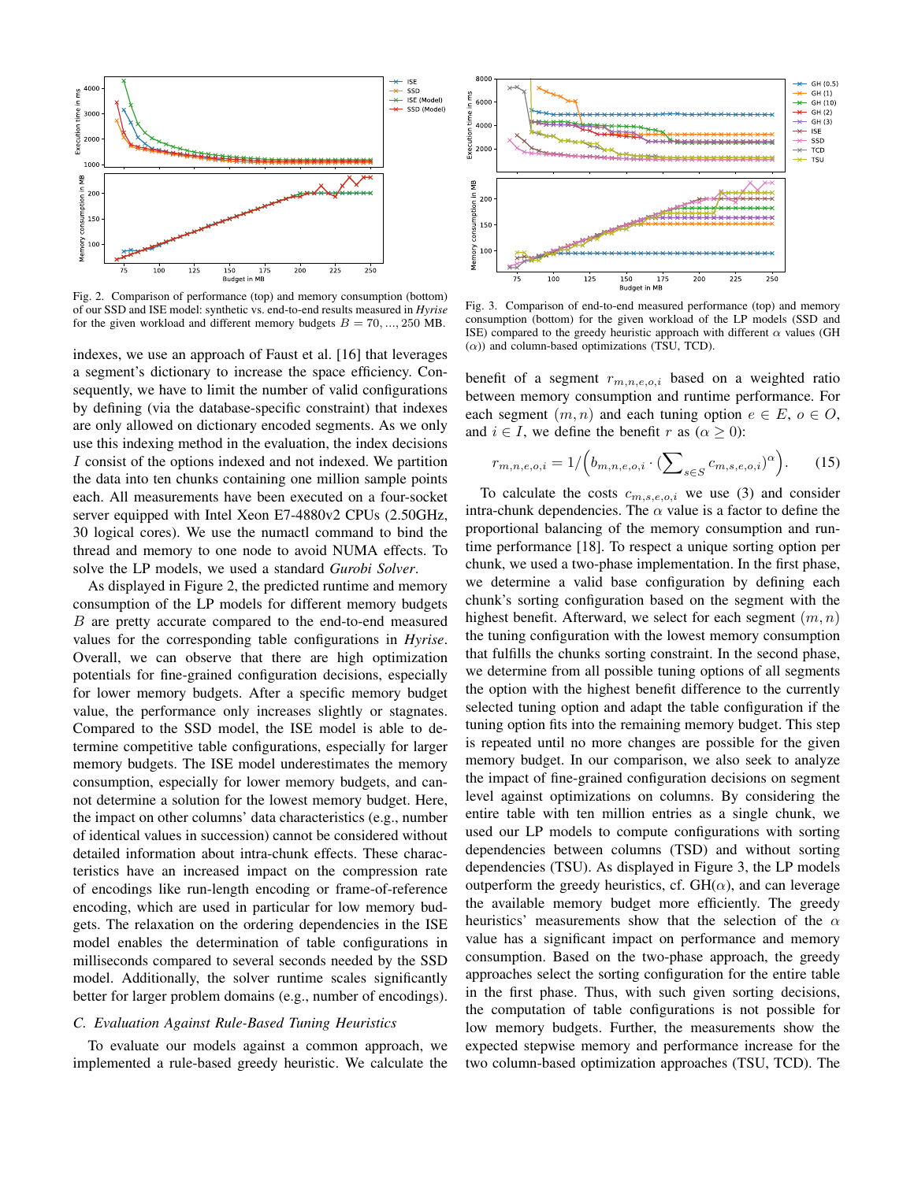Fig. 2. Comparison of performance (top) and memory consumption (bottom) of our SSD and ISE model: synthetic vs. end-to-end results measured in *Hyrise* for the given workload and different memory budgets $B = 70, ..., 250$ MB.

Fig. 3. Comparison of end-to-end measured performance (top) and memory consumption (bottom) for the given workload of the LP models (SSD and ISE) compared to the greedy heuristic approach with different $\alpha$ values (GH ($\alpha$)) and column-based optimizations (TSU, TCD).

indexes, we use an approach of Faust et al. [16] that leverages a segment's dictionary to increase the space efficiency. Consequently, we have to limit the number of valid configurations by defining (via the database-specific constraint) that indexes are only allowed on dictionary encoded segments. As we only use this indexing method in the evaluation, the index decisions $I$ consist of the options indexed and not indexed. We partition the data into ten chunks containing one million sample points each. All measurements have been executed on a four-socket server equipped with Intel Xeon E7-4880v2 CPUs (2.50GHz, 30 logical cores). We use the numactl command to bind the thread and memory to one node to avoid NUMA effects. To solve the LP models, we used a standard *Gurobi Solver*.

As displayed in Figure 2, the predicted runtime and memory consumption of the LP models for different memory budgets $B$ are pretty accurate compared to the end-to-end measured values for the corresponding table configurations in *Hyrise*. Overall, we can observe that there are high optimization potentials for fine-grained configuration decisions, especially for lower memory budgets. After a specific memory budget value, the performance only increases slightly or stagnates. Compared to the SSD model, the ISE model is able to determine competitive table configurations, especially for larger memory budgets. The ISE model underestimates the memory consumption, especially for lower memory budgets, and cannot determine a solution for the lowest memory budget. Here, the impact on other columns' data characteristics (e.g., number of identical values in succession) cannot be considered without detailed information about intra-chunk effects. These characteristics have an increased impact on the compression rate of encodings like run-length encoding or frame-of-reference encoding, which are used in particular for low memory budgets. The relaxation on the ordering dependencies in the ISE model enables the determination of table configurations in milliseconds compared to several seconds needed by the SSD model. Additionally, the solver runtime scales significantly better for larger problem domains (e.g., number of encodings).

### C. Evaluation Against Rule-Based Tuning Heuristics

To evaluate our models against a common approach, we implemented a rule-based greedy heuristic. We calculate the benefit of a segment $r_{m,n,e,o,i}$ based on a weighted ratio between memory consumption and runtime performance. For each segment $(m, n)$ and each tuning option $e \in E$, $o \in O$, and $i \in I$, we define the benefit $r$ as ($\alpha \geq 0$):

$$r_{m,n,e,o,i} = 1/\Big(b_{m,n,e,o,i} \cdot (\textstyle\sum_{s \in S} c_{m,s,e,o,i})^{\alpha}\Big). \qquad (15)$$

To calculate the costs $c_{m,s,e,o,i}$ we use (3) and consider intra-chunk dependencies. The $\alpha$ value is a factor to define the proportional balancing of the memory consumption and runtime performance [18]. To respect a unique sorting option per chunk, we used a two-phase implementation. In the first phase, we determine a valid base configuration by defining each chunk's sorting configuration based on the segment with the highest benefit. Afterward, we select for each segment $(m, n)$ the tuning configuration with the lowest memory consumption that fulfills the chunks sorting constraint. In the second phase, we determine from all possible tuning options of all segments the option with the highest benefit difference to the currently selected tuning option and adapt the table configuration if the tuning option fits into the remaining memory budget. This step is repeated until no more changes are possible for the given memory budget. In our comparison, we also seek to analyze the impact of fine-grained configuration decisions on segment level against optimizations on columns. By considering the entire table with ten million entries as a single chunk, we used our LP models to compute configurations with sorting dependencies between columns (TSD) and without sorting dependencies (TSU). As displayed in Figure 3, the LP models outperform the greedy heuristics, cf. GH($\alpha$), and can leverage the available memory budget more efficiently. The greedy heuristics' measurements show that the selection of the $\alpha$ value has a significant impact on performance and memory consumption. Based on the two-phase approach, the greedy approaches select the sorting configuration for the entire table in the first phase. Thus, with such given sorting decisions, the computation of table configurations is not possible for low memory budgets. Further, the measurements show the expected stepwise memory and performance increase for the two column-based optimization approaches (TSU, TCD). The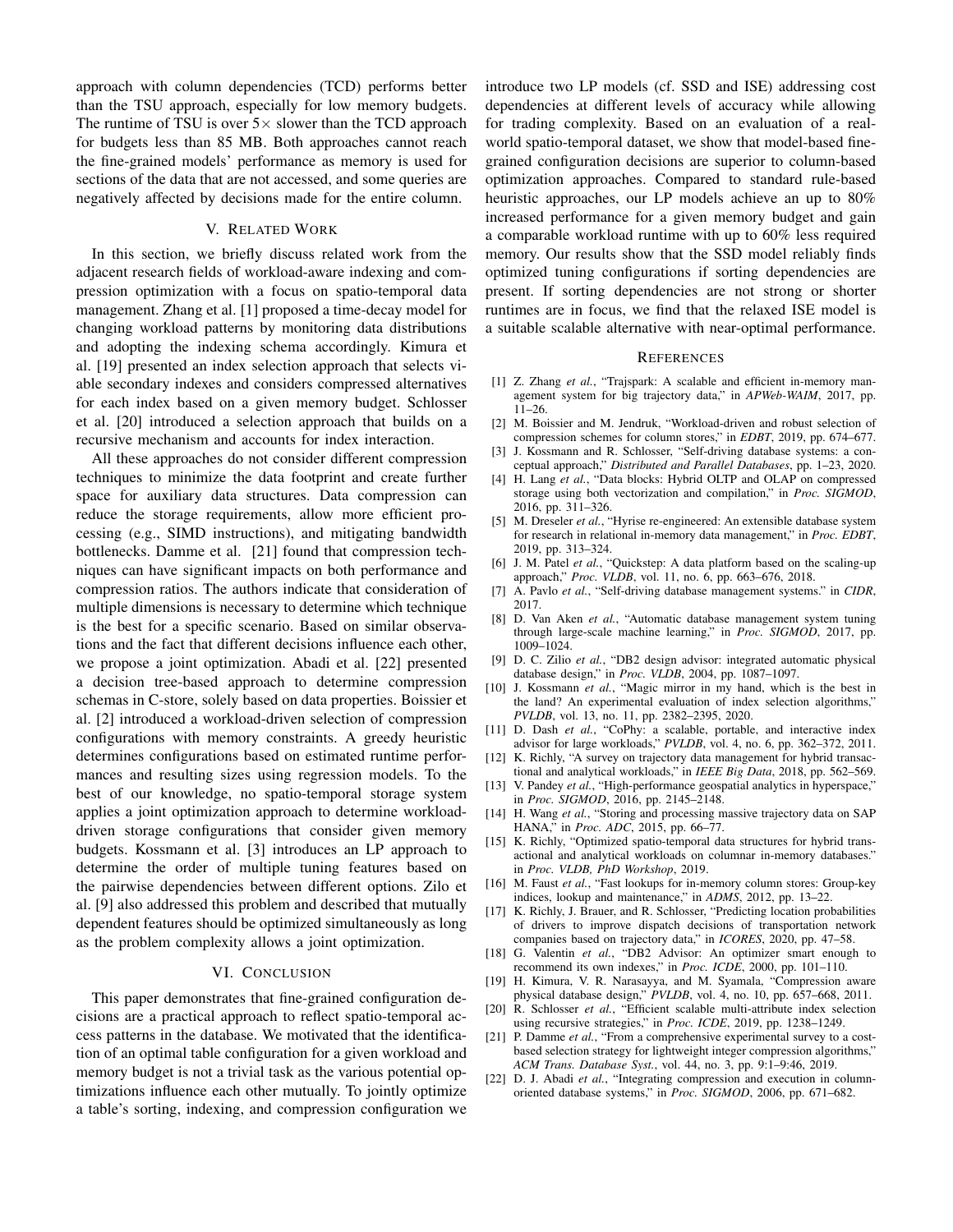approach with column dependencies (TCD) performs better than the TSU approach, especially for low memory budgets. The runtime of TSU is over 5× slower than the TCD approach for budgets less than 85 MB. Both approaches cannot reach the fine-grained models' performance as memory is used for sections of the data that are not accessed, and some queries are negatively affected by decisions made for the entire column.

## V. Related Work

In this section, we briefly discuss related work from the adjacent research fields of workload-aware indexing and compression optimization with a focus on spatio-temporal data management. Zhang et al. [1] proposed a time-decay model for changing workload patterns by monitoring data distributions and adopting the indexing schema accordingly. Kimura et al. [19] presented an index selection approach that selects viable secondary indexes and considers compressed alternatives for each index based on a given memory budget. Schlosser et al. [20] introduced a selection approach that builds on a recursive mechanism and accounts for index interaction.

All these approaches do not consider different compression techniques to minimize the data footprint and create further space for auxiliary data structures. Data compression can reduce the storage requirements, allow more efficient processing (e.g., SIMD instructions), and mitigating bandwidth bottlenecks. Damme et al. [21] found that compression techniques can have significant impacts on both performance and compression ratios. The authors indicate that consideration of multiple dimensions is necessary to determine which technique is the best for a specific scenario. Based on similar observations and the fact that different decisions influence each other, we propose a joint optimization. Abadi et al. [22] presented a decision tree-based approach to determine compression schemas in C-store, solely based on data properties. Boissier et al. [2] introduced a workload-driven selection of compression configurations with memory constraints. A greedy heuristic determines configurations based on estimated runtime performances and resulting sizes using regression models. To the best of our knowledge, no spatio-temporal storage system applies a joint optimization approach to determine workload-driven storage configurations that consider given memory budgets. Kossmann et al. [3] introduces an LP approach to determine the order of multiple tuning features based on the pairwise dependencies between different options. Zilo et al. [9] also addressed this problem and described that mutually dependent features should be optimized simultaneously as long as the problem complexity allows a joint optimization.

## VI. Conclusion

This paper demonstrates that fine-grained configuration decisions are a practical approach to reflect spatio-temporal access patterns in the database. We motivated that the identification of an optimal table configuration for a given workload and memory budget is not a trivial task as the various potential optimizations influence each other mutually. To jointly optimize a table's sorting, indexing, and compression configuration we introduce two LP models (cf. SSD and ISE) addressing cost dependencies at different levels of accuracy while allowing for trading complexity. Based on an evaluation of a real-world spatio-temporal dataset, we show that model-based fine-grained configuration decisions are superior to column-based optimization approaches. Compared to standard rule-based heuristic approaches, our LP models achieve an up to 80% increased performance for a given memory budget and gain a comparable workload runtime with up to 60% less required memory. Our results show that the SSD model reliably finds optimized tuning configurations if sorting dependencies are present. If sorting dependencies are not strong or shorter runtimes are in focus, we find that the relaxed ISE model is a suitable scalable alternative with near-optimal performance.

## References

[1] Z. Zhang *et al.*, "Trajspark: A scalable and efficient in-memory management system for big trajectory data," in *APWeb-WAIM*, 2017, pp. 11–26.

[2] M. Boissier and M. Jendruk, "Workload-driven and robust selection of compression schemes for column stores," in *EDBT*, 2019, pp. 674–677.

[3] J. Kossmann and R. Schlosser, "Self-driving database systems: a conceptual approach," *Distributed and Parallel Databases*, pp. 1–23, 2020.

[4] H. Lang *et al.*, "Data blocks: Hybrid OLTP and OLAP on compressed storage using both vectorization and compilation," in *Proc. SIGMOD*, 2016, pp. 311–326.

[5] M. Dreseler *et al.*, "Hyrise re-engineered: An extensible database system for research in relational in-memory data management," in *Proc. EDBT*, 2019, pp. 313–324.

[6] J. M. Patel *et al.*, "Quickstep: A data platform based on the scaling-up approach," *Proc. VLDB*, vol. 11, no. 6, pp. 663–676, 2018.

[7] A. Pavlo *et al.*, "Self-driving database management systems." in *CIDR*, 2017.

[8] D. Van Aken *et al.*, "Automatic database management system tuning through large-scale machine learning," in *Proc. SIGMOD*, 2017, pp. 1009–1024.

[9] D. C. Zilio *et al.*, "DB2 design advisor: integrated automatic physical database design," in *Proc. VLDB*, 2004, pp. 1087–1097.

[10] J. Kossmann *et al.*, "Magic mirror in my hand, which is the best in the land? An experimental evaluation of index selection algorithms," *PVLDB*, vol. 13, no. 11, pp. 2382–2395, 2020.

[11] D. Dash *et al.*, "CoPhy: a scalable, portable, and interactive index advisor for large workloads," *PVLDB*, vol. 4, no. 6, pp. 362–372, 2011.

[12] K. Richly, "A survey on trajectory data management for hybrid transactional and analytical workloads," in *IEEE Big Data*, 2018, pp. 562–569.

[13] V. Pandey *et al.*, "High-performance geospatial analytics in hyperspace," in *Proc. SIGMOD*, 2016, pp. 2145–2148.

[14] H. Wang *et al.*, "Storing and processing massive trajectory data on SAP HANA," in *Proc. ADC*, 2015, pp. 66–77.

[15] K. Richly, "Optimized spatio-temporal data structures for hybrid transactional and analytical workloads on columnar in-memory databases." in *Proc. VLDB, PhD Workshop*, 2019.

[16] M. Faust *et al.*, "Fast lookups for in-memory column stores: Group-key indices, lookup and maintenance," in *ADMS*, 2012, pp. 13–22.

[17] K. Richly, J. Brauer, and R. Schlosser, "Predicting location probabilities of drivers to improve dispatch decisions of transportation network companies based on trajectory data," in *ICORES*, 2020, pp. 47–58.

[18] G. Valentin *et al.*, "DB2 Advisor: An optimizer smart enough to recommend its own indexes," in *Proc. ICDE*, 2000, pp. 101–110.

[19] H. Kimura, V. R. Narasayya, and M. Syamala, "Compression aware physical database design," *PVLDB*, vol. 4, no. 10, pp. 657–668, 2011.

[20] R. Schlosser *et al.*, "Efficient scalable multi-attribute index selection using recursive strategies," in *Proc. ICDE*, 2019, pp. 1238–1249.

[21] P. Damme *et al.*, "From a comprehensive experimental survey to a cost-based selection strategy for lightweight integer compression algorithms," *ACM Trans. Database Syst.*, vol. 44, no. 3, pp. 9:1–9:46, 2019.

[22] D. J. Abadi *et al.*, "Integrating compression and execution in column-oriented database systems," in *Proc. SIGMOD*, 2006, pp. 671–682.